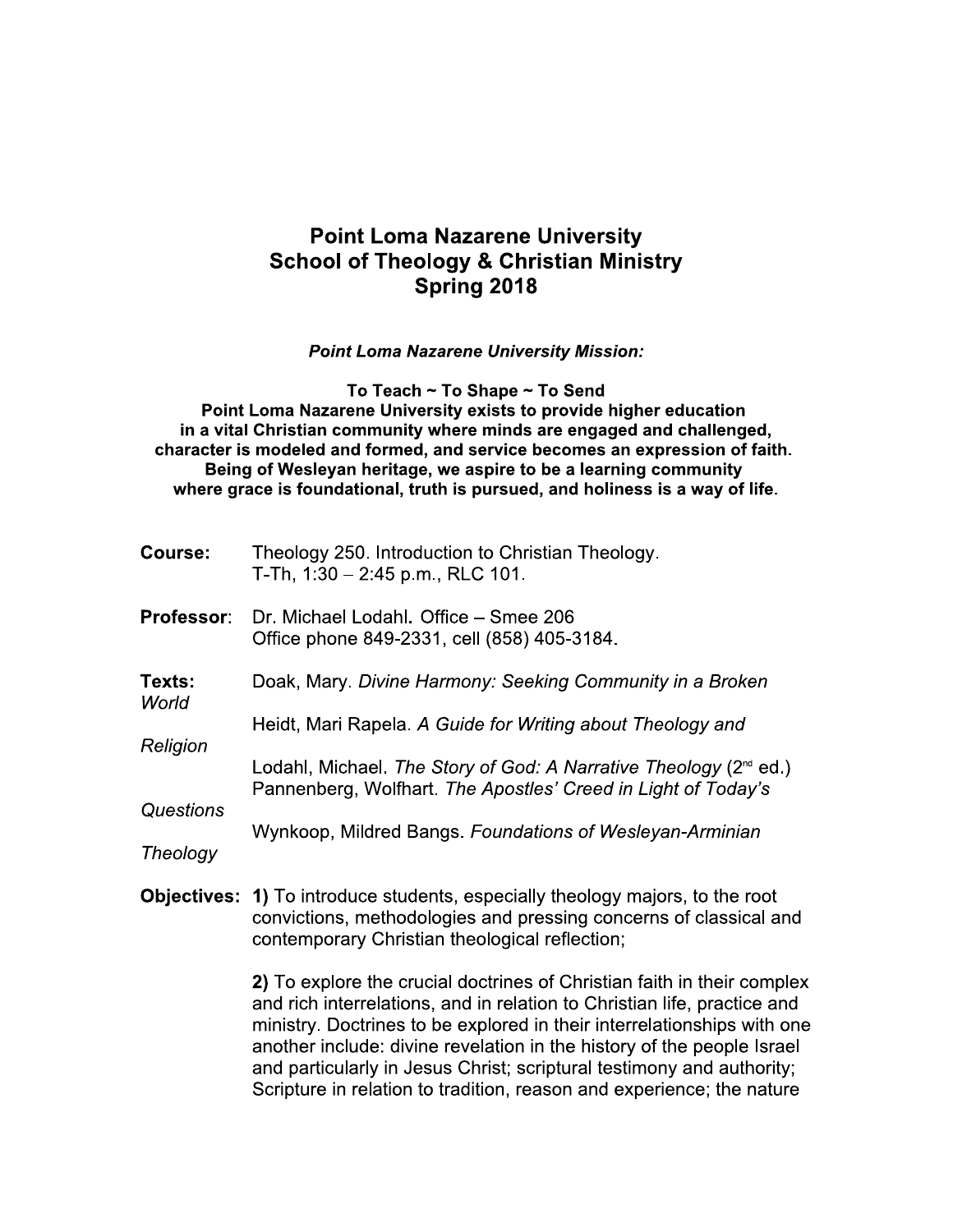# Point Loma Nazarene University
## School of Theology & Christian Ministry
## Spring 2018

***Point Loma Nazarene University Mission:***

**To Teach ~ To Shape ~ To Send**
**Point Loma Nazarene University exists to provide higher education in a vital Christian community where minds are engaged and challenged, character is modeled and formed, and service becomes an expression of faith. Being of Wesleyan heritage, we aspire to be a learning community where grace is foundational, truth is pursued, and holiness is a way of life.**

**Course:** Theology 250. Introduction to Christian Theology.
T-Th, 1:30 – 2:45 p.m., RLC 101.

**Professor**: Dr. Michael Lodahl. Office – Smee 206
Office phone 849-2331, cell (858) 405-3184.

**Texts:**

- Doak, Mary. *Divine Harmony: Seeking Community in a Broken World*
- Heidt, Mari Rapela. *A Guide for Writing about Theology and Religion*
- Lodahl, Michael. *The Story of God: A Narrative Theology* (2nd ed.)
- Pannenberg, Wolfhart. *The Apostles' Creed in Light of Today's Questions*
- Wynkoop, Mildred Bangs. *Foundations of Wesleyan-Arminian Theology*

**Objectives:** **1)** To introduce students, especially theology majors, to the root convictions, methodologies and pressing concerns of classical and contemporary Christian theological reflection;

**2)** To explore the crucial doctrines of Christian faith in their complex and rich interrelations, and in relation to Christian life, practice and ministry. Doctrines to be explored in their interrelationships with one another include: divine revelation in the history of the people Israel and particularly in Jesus Christ; scriptural testimony and authority; Scripture in relation to tradition, reason and experience; the nature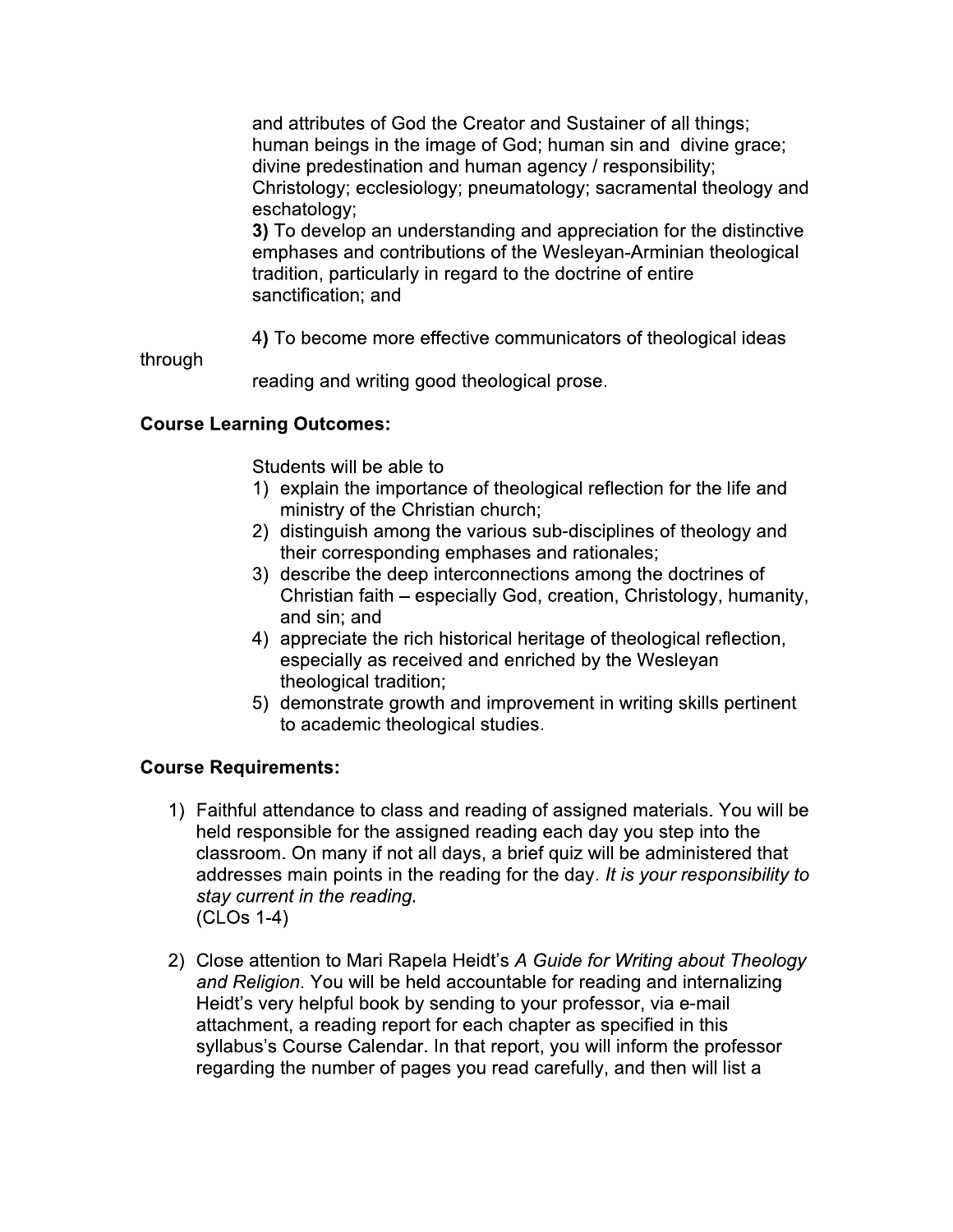and attributes of God the Creator and Sustainer of all things; human beings in the image of God; human sin and divine grace; divine predestination and human agency / responsibility; Christology; ecclesiology; pneumatology; sacramental theology and eschatology;

**3)** To develop an understanding and appreciation for the distinctive emphases and contributions of the Wesleyan-Arminian theological tradition, particularly in regard to the doctrine of entire sanctification; and

4**)** To become more effective communicators of theological ideas through reading and writing good theological prose.

**Course Learning Outcomes:**

Students will be able to

1) explain the importance of theological reflection for the life and ministry of the Christian church;
2) distinguish among the various sub-disciplines of theology and their corresponding emphases and rationales;
3) describe the deep interconnections among the doctrines of Christian faith – especially God, creation, Christology, humanity, and sin; and
4) appreciate the rich historical heritage of theological reflection, especially as received and enriched by the Wesleyan theological tradition;
5) demonstrate growth and improvement in writing skills pertinent to academic theological studies.

**Course Requirements:**

1) Faithful attendance to class and reading of assigned materials. You will be held responsible for the assigned reading each day you step into the classroom. On many if not all days, a brief quiz will be administered that addresses main points in the reading for the day. *It is your responsibility to stay current in the reading.*
   (CLOs 1-4)

2) Close attention to Mari Rapela Heidt's *A Guide for Writing about Theology and Religion*. You will be held accountable for reading and internalizing Heidt's very helpful book by sending to your professor, via e-mail attachment, a reading report for each chapter as specified in this syllabus's Course Calendar. In that report, you will inform the professor regarding the number of pages you read carefully, and then will list a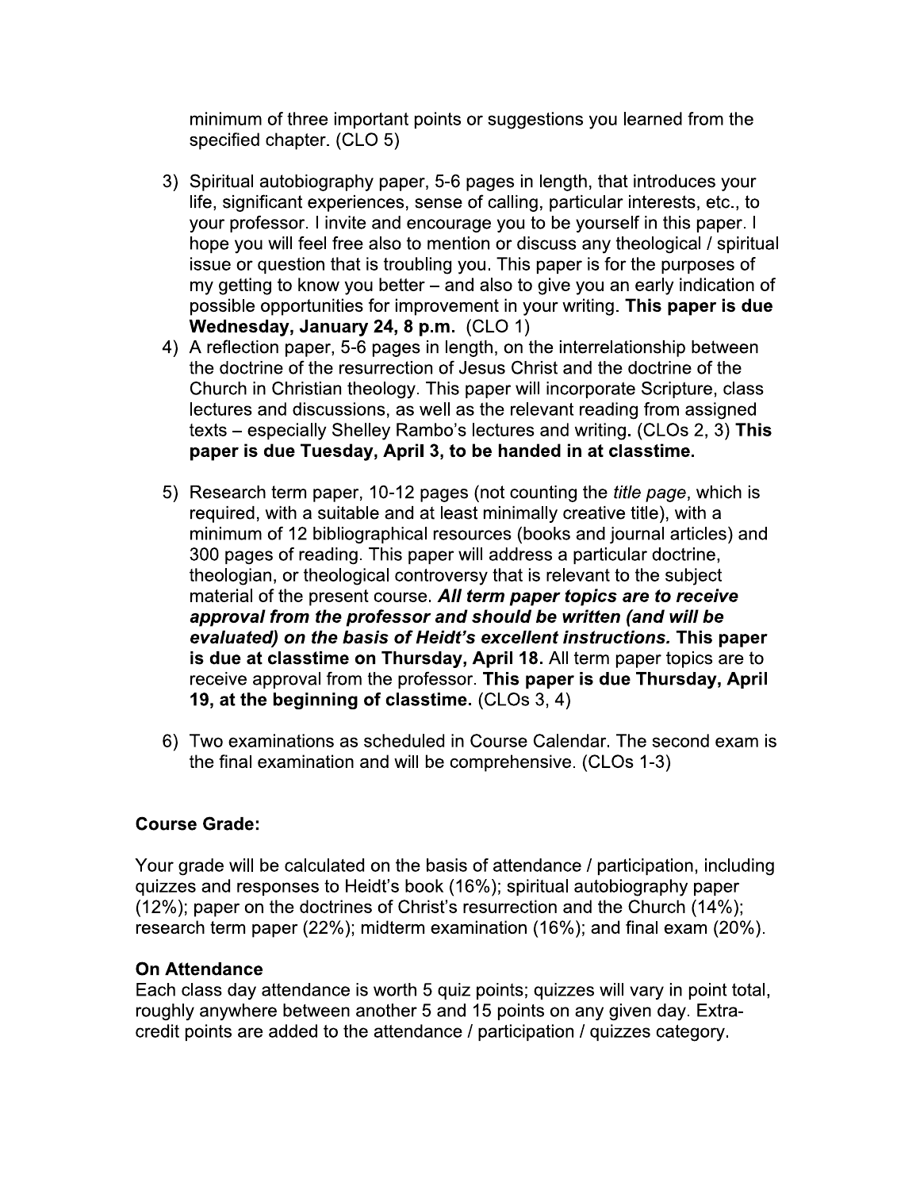minimum of three important points or suggestions you learned from the specified chapter. (CLO 5)

3) Spiritual autobiography paper, 5-6 pages in length, that introduces your life, significant experiences, sense of calling, particular interests, etc., to your professor. I invite and encourage you to be yourself in this paper. I hope you will feel free also to mention or discuss any theological / spiritual issue or question that is troubling you. This paper is for the purposes of my getting to know you better – and also to give you an early indication of possible opportunities for improvement in your writing. **This paper is due Wednesday, January 24, 8 p.m.** (CLO 1)
4) A reflection paper, 5-6 pages in length, on the interrelationship between the doctrine of the resurrection of Jesus Christ and the doctrine of the Church in Christian theology. This paper will incorporate Scripture, class lectures and discussions, as well as the relevant reading from assigned texts – especially Shelley Rambo's lectures and writing**.** (CLOs 2, 3) **This paper is due Tuesday, April 3, to be handed in at classtime.**

5) Research term paper, 10-12 pages (not counting the *title page*, which is required, with a suitable and at least minimally creative title), with a minimum of 12 bibliographical resources (books and journal articles) and 300 pages of reading. This paper will address a particular doctrine, theologian, or theological controversy that is relevant to the subject material of the present course. ***All term paper topics are to receive approval from the professor and should be written (and will be evaluated) on the basis of Heidt's excellent instructions.*** **This paper is due at classtime on Thursday, April 18.** All term paper topics are to receive approval from the professor. **This paper is due Thursday, April 19, at the beginning of classtime.** (CLOs 3, 4)

6) Two examinations as scheduled in Course Calendar. The second exam is the final examination and will be comprehensive. (CLOs 1-3)

**Course Grade:**

Your grade will be calculated on the basis of attendance / participation, including quizzes and responses to Heidt's book (16%); spiritual autobiography paper (12%); paper on the doctrines of Christ's resurrection and the Church (14%); research term paper (22%); midterm examination (16%); and final exam (20%).

**On Attendance**

Each class day attendance is worth 5 quiz points; quizzes will vary in point total, roughly anywhere between another 5 and 15 points on any given day. Extra-credit points are added to the attendance / participation / quizzes category.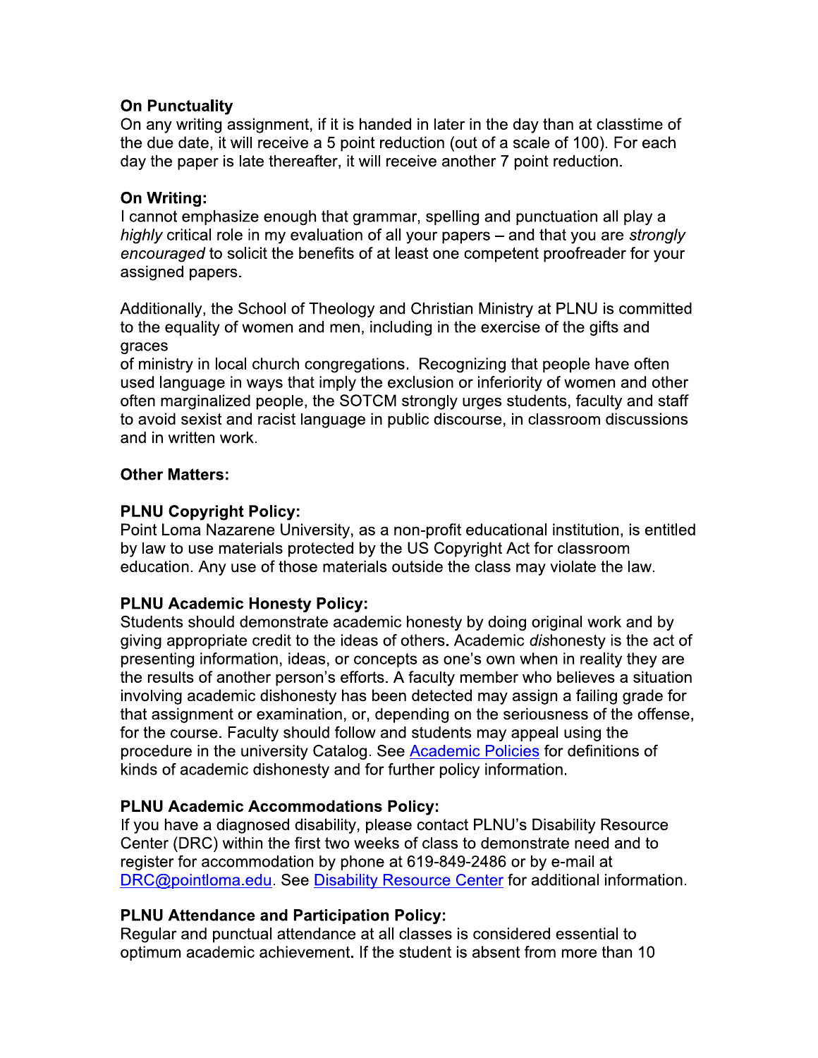**On Punctuality**
On any writing assignment, if it is handed in later in the day than at classtime of the due date, it will receive a 5 point reduction (out of a scale of 100). For each day the paper is late thereafter, it will receive another 7 point reduction.

**On Writing:**
I cannot emphasize enough that grammar, spelling and punctuation all play a *highly* critical role in my evaluation of all your papers – and that you are *strongly encouraged* to solicit the benefits of at least one competent proofreader for your assigned papers.

Additionally, the School of Theology and Christian Ministry at PLNU is committed to the equality of women and men, including in the exercise of the gifts and graces
of ministry in local church congregations. Recognizing that people have often used language in ways that imply the exclusion or inferiority of women and other often marginalized people, the SOTCM strongly urges students, faculty and staff to avoid sexist and racist language in public discourse, in classroom discussions and in written work.

**Other Matters:**

**PLNU Copyright Policy:**
Point Loma Nazarene University, as a non-profit educational institution, is entitled by law to use materials protected by the US Copyright Act for classroom education. Any use of those materials outside the class may violate the law.

**PLNU Academic Honesty Policy:**
Students should demonstrate academic honesty by doing original work and by giving appropriate credit to the ideas of others. Academic *dis*honesty is the act of presenting information, ideas, or concepts as one's own when in reality they are the results of another person's efforts. A faculty member who believes a situation involving academic dishonesty has been detected may assign a failing grade for that assignment or examination, or, depending on the seriousness of the offense, for the course. Faculty should follow and students may appeal using the procedure in the university Catalog. See Academic Policies for definitions of kinds of academic dishonesty and for further policy information.

**PLNU Academic Accommodations Policy:**
If you have a diagnosed disability, please contact PLNU's Disability Resource Center (DRC) within the first two weeks of class to demonstrate need and to register for accommodation by phone at 619-849-2486 or by e-mail at DRC@pointloma.edu. See Disability Resource Center for additional information.

**PLNU Attendance and Participation Policy:**
Regular and punctual attendance at all classes is considered essential to optimum academic achievement. If the student is absent from more than 10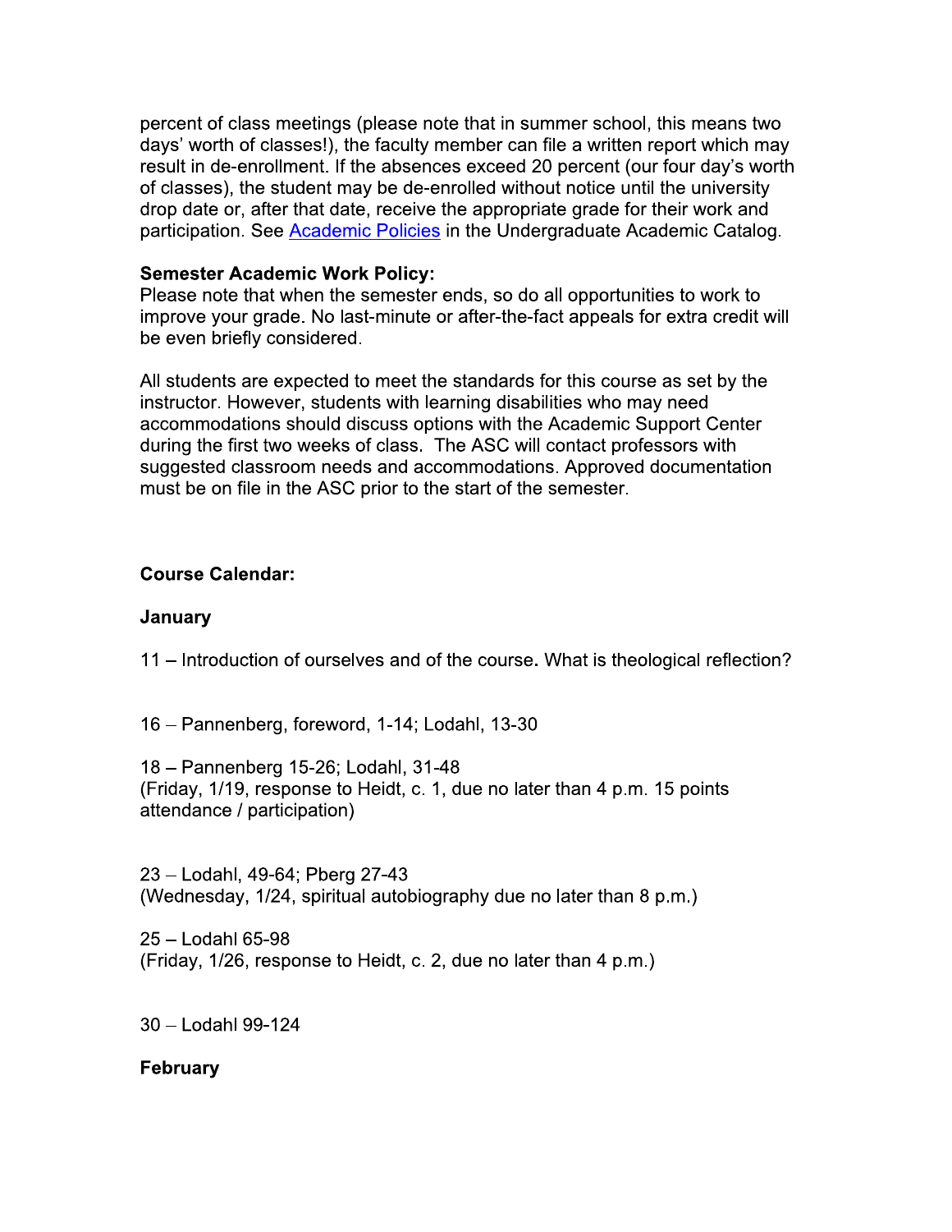percent of class meetings (please note that in summer school, this means two days' worth of classes!), the faculty member can file a written report which may result in de-enrollment. If the absences exceed 20 percent (our four day's worth of classes), the student may be de-enrolled without notice until the university drop date or, after that date, receive the appropriate grade for their work and participation. See [Academic Policies]() in the Undergraduate Academic Catalog.

**Semester Academic Work Policy:**
Please note that when the semester ends, so do all opportunities to work to improve your grade. No last-minute or after-the-fact appeals for extra credit will be even briefly considered.

All students are expected to meet the standards for this course as set by the instructor. However, students with learning disabilities who may need accommodations should discuss options with the Academic Support Center during the first two weeks of class. The ASC will contact professors with suggested classroom needs and accommodations. Approved documentation must be on file in the ASC prior to the start of the semester.

**Course Calendar:**

**January**

11 – Introduction of ourselves and of the course**.** What is theological reflection?

16 – Pannenberg, foreword, 1-14; Lodahl, 13-30

18 – Pannenberg 15-26; Lodahl, 31-48
(Friday, 1/19, response to Heidt, c. 1, due no later than 4 p.m. 15 points attendance / participation)

23 – Lodahl, 49-64; Pberg 27-43
(Wednesday, 1/24, spiritual autobiography due no later than 8 p.m.)

25 – Lodahl 65-98
(Friday, 1/26, response to Heidt, c. 2, due no later than 4 p.m.)

30 – Lodahl 99-124

**February**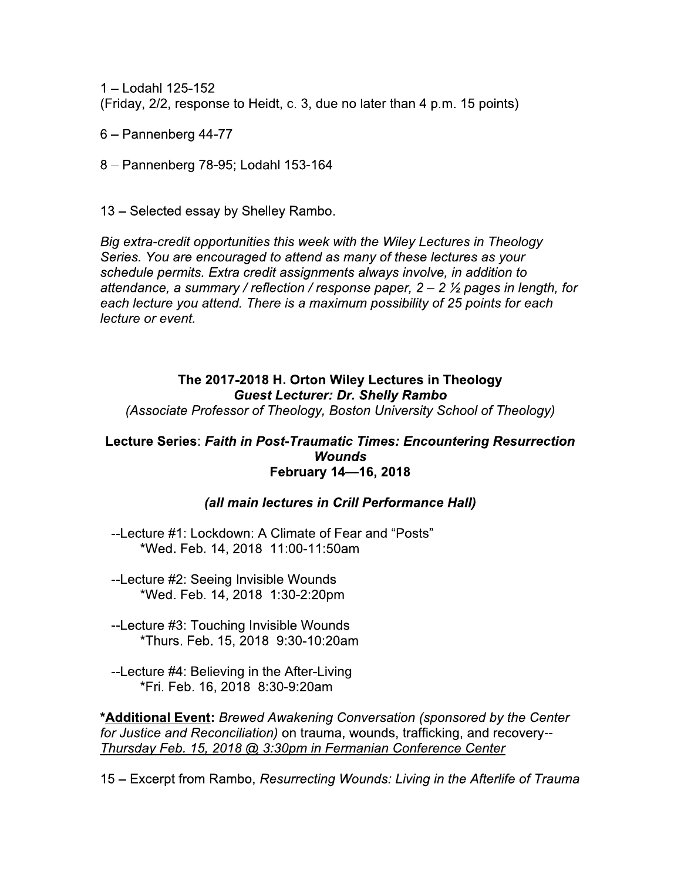1 – Lodahl 125-152
(Friday, 2/2, response to Heidt, c. 3, due no later than 4 p.m. 15 points)

6 – Pannenberg 44-77

8 – Pannenberg 78-95; Lodahl 153-164

13 – Selected essay by Shelley Rambo.

*Big extra-credit opportunities this week with the Wiley Lectures in Theology Series. You are encouraged to attend as many of these lectures as your schedule permits. Extra credit assignments always involve, in addition to attendance, a summary / reflection / response paper, 2 – 2 ½ pages in length, for each lecture you attend. There is a maximum possibility of 25 points for each lecture or event.*

**The 2017-2018 H. Orton Wiley Lectures in Theology**
***Guest Lecturer: Dr. Shelly Rambo***
*(Associate Professor of Theology, Boston University School of Theology)*

**Lecture Series**: ***Faith in Post-Traumatic Times: Encountering Resurrection Wounds***
**February 14—16, 2018**

***(all main lectures in Crill Performance Hall)***

--Lecture #1: Lockdown: A Climate of Fear and "Posts"
   *Wed. Feb. 14, 2018 11:00-11:50am

--Lecture #2: Seeing Invisible Wounds
   *Wed. Feb. 14, 2018 1:30-2:20pm

--Lecture #3: Touching Invisible Wounds
   *Thurs. Feb. 15, 2018 9:30-10:20am

--Lecture #4: Believing in the After-Living
   *Fri. Feb. 16, 2018 8:30-9:20am

***Additional Event:** *Brewed Awakening Conversation (sponsored by the Center for Justice and Reconciliation)* on trauma, wounds, trafficking, and recovery-- *Thursday Feb. 15, 2018 @ 3:30pm in Fermanian Conference Center*

15 – Excerpt from Rambo, *Resurrecting Wounds: Living in the Afterlife of Trauma*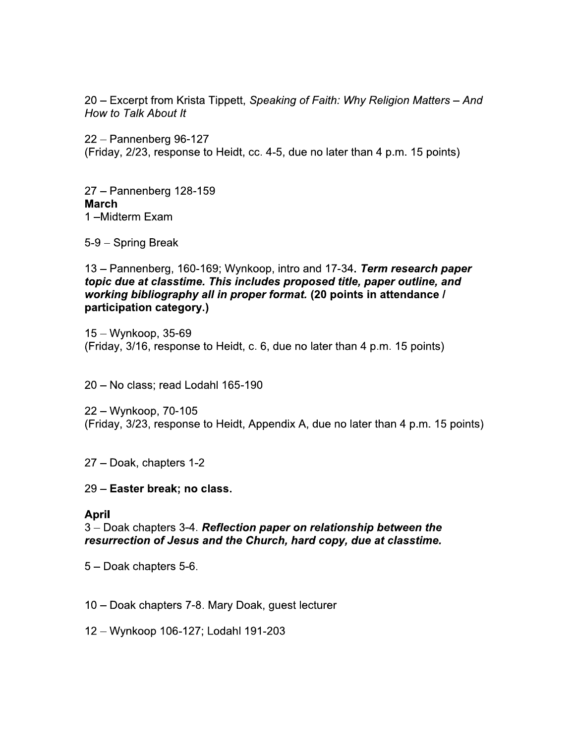20 – Excerpt from Krista Tippett, *Speaking of Faith: Why Religion Matters – And How to Talk About It*

22 – Pannenberg 96-127
(Friday, 2/23, response to Heidt, cc. 4-5, due no later than 4 p.m. 15 points)

27 – Pannenberg 128-159

**March**

1 –Midterm Exam

5-9 – Spring Break

13 – Pannenberg, 160-169; Wynkoop, intro and 17-34**.** ***Term research paper topic due at classtime. This includes proposed title, paper outline, and working bibliography all in proper format.*** **(20 points in attendance / participation category.)**

15 – Wynkoop, 35-69
(Friday, 3/16, response to Heidt, c. 6, due no later than 4 p.m. 15 points)

20 – No class; read Lodahl 165-190

22 – Wynkoop, 70-105
(Friday, 3/23, response to Heidt, Appendix A, due no later than 4 p.m. 15 points)

27 – Doak, chapters 1-2

29 – **Easter break; no class.**

**April**

3 – Doak chapters 3-4. ***Reflection paper on relationship between the resurrection of Jesus and the Church, hard copy, due at classtime.***

5 – Doak chapters 5-6.

10 – Doak chapters 7-8. Mary Doak, guest lecturer

12 – Wynkoop 106-127; Lodahl 191-203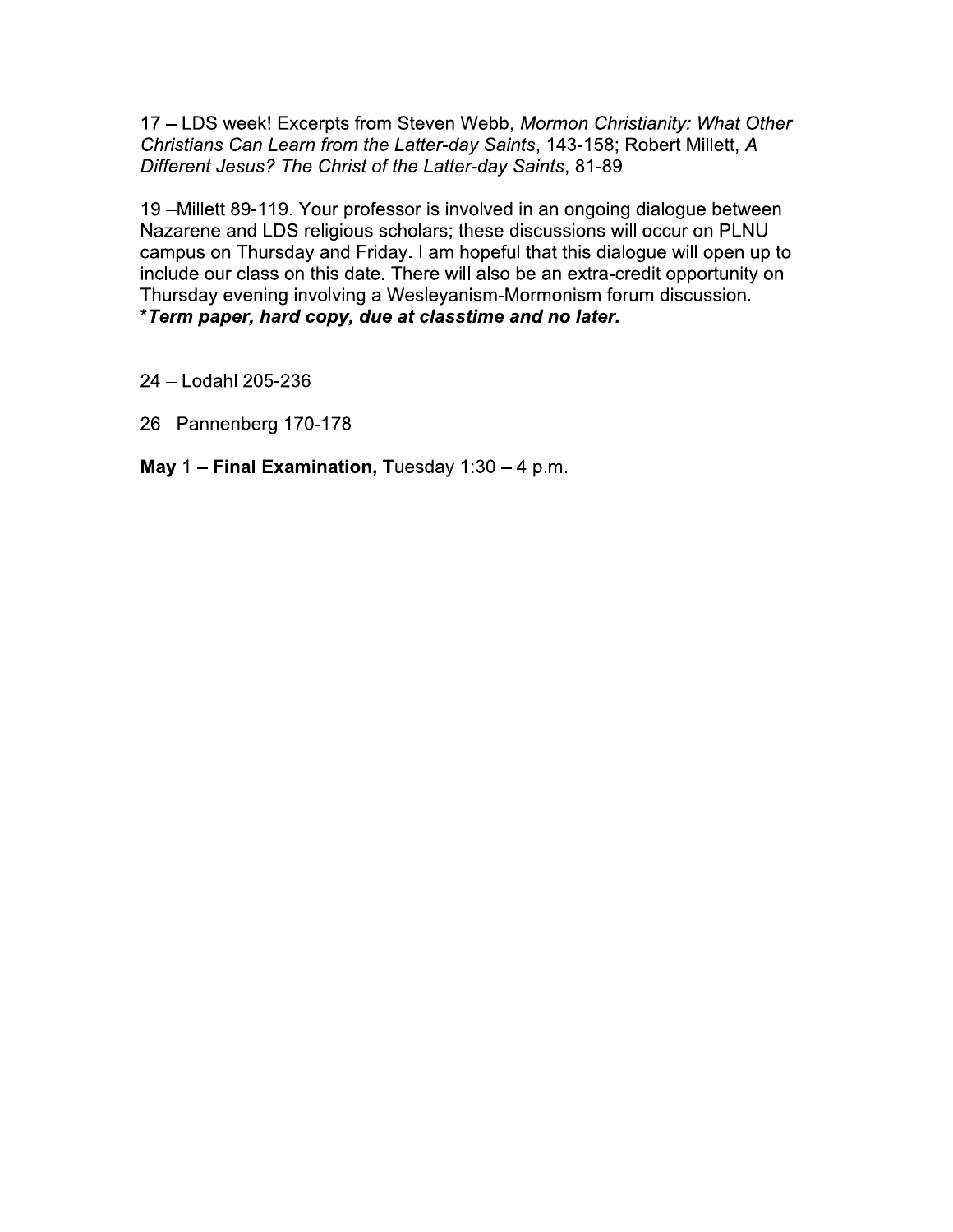17 – LDS week! Excerpts from Steven Webb, *Mormon Christianity: What Other Christians Can Learn from the Latter-day Saints*, 143-158; Robert Millett, *A Different Jesus? The Christ of the Latter-day Saints*, 81-89

19 –Millett 89-119. Your professor is involved in an ongoing dialogue between Nazarene and LDS religious scholars; these discussions will occur on PLNU campus on Thursday and Friday. I am hopeful that this dialogue will open up to include our class on this date**.** There will also be an extra-credit opportunity on Thursday evening involving a Wesleyanism-Mormonism forum discussion. *****Term paper, hard copy, due at classtime and no later.***

24 – Lodahl 205-236

26 –Pannenberg 170-178

**May** 1 – **Final Examination, T**uesday 1:30 – 4 p.m.